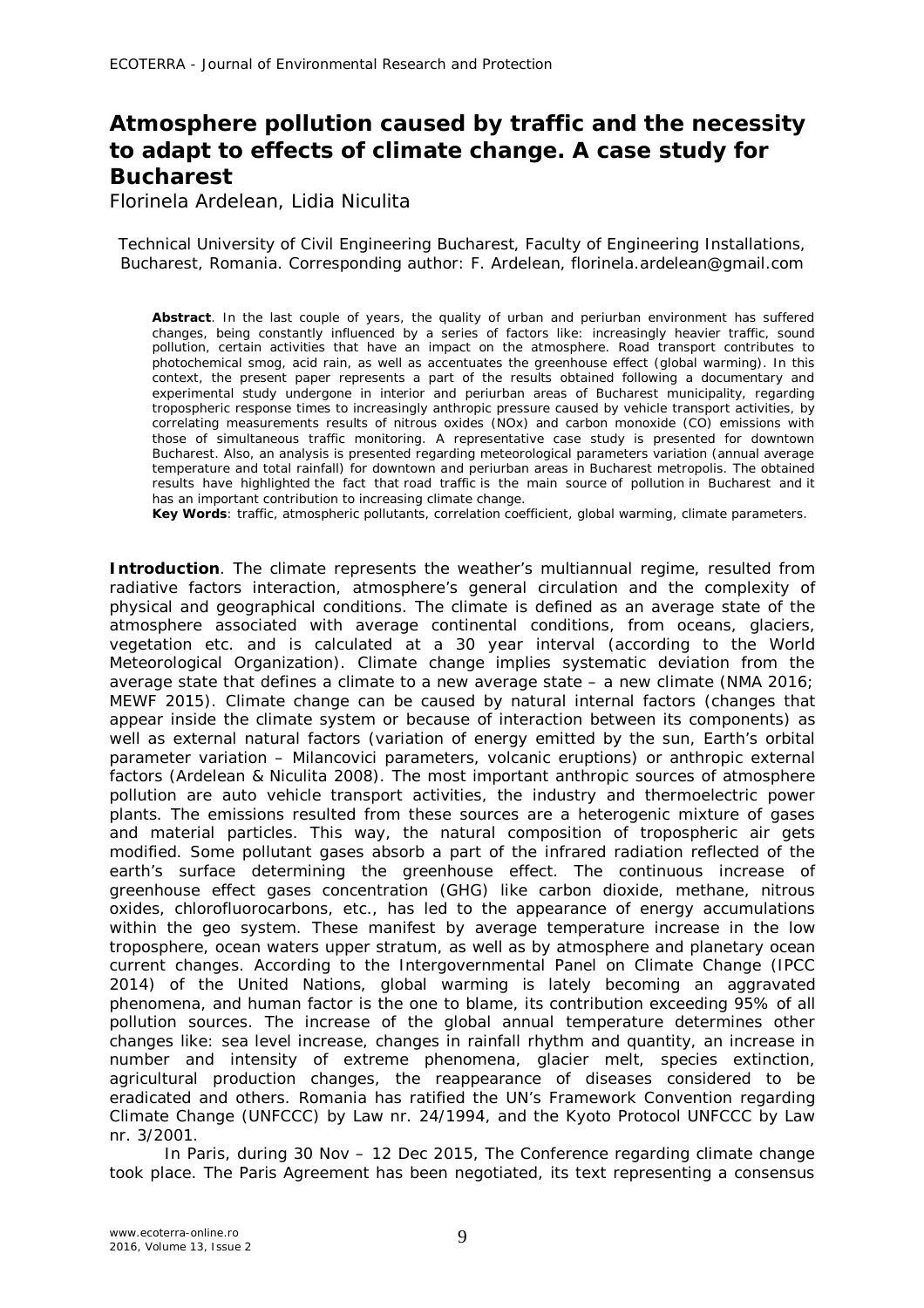# Atmosphere pollution caused by traffic and the necessity to adapt to effects of climate change. A case study for Bucharest

Florinela Ardelean, Lidia Niculita

Technical University of Civil Engineering Bucharest, Faculty of Engineering Installations, Bucharest, Romania. Corresponding author: F. Ardelean, florinela.ardelean@gmail.com

**Abstract**. In the last couple of years, the quality of urban and periurban environment has suffered changes, being constantly influenced by a series of factors like: increasingly heavier traffic, sound pollution, certain activities that have an impact on the atmosphere. Road transport contributes to photochemical smog, acid rain, as well as accentuates the greenhouse effect (global warming). In this context, the present paper represents a part of the results obtained following a documentary and experimental study undergone in interior and periurban areas of Bucharest municipality, regarding tropospheric response times to increasingly anthropic pressure caused by vehicle transport activities, by correlating measurements results of nitrous oxides (NOx) and carbon monoxide (CO) emissions with those of simultaneous traffic monitoring. A representative case study is presented for downtown Bucharest. Also, an analysis is presented regarding meteorological parameters variation (annual average temperature and total rainfall) for downtown and periurban areas in Bucharest metropolis. The obtained results have highlighted the fact that road traffic is the main source of pollution in Bucharest and it has an important contribution to increasing climate change.

**Key Words**: traffic, atmospheric pollutants, correlation coefficient, global warming, climate parameters.

**Introduction**. The climate represents the weather's multiannual regime, resulted from radiative factors interaction, atmosphere's general circulation and the complexity of physical and geographical conditions. The climate is defined as an average state of the atmosphere associated with average continental conditions, from oceans, glaciers, vegetation etc. and is calculated at a 30 year interval (according to the World Meteorological Organization). Climate change implies systematic deviation from the average state that defines a climate to a new average state – a new climate (NMA 2016; MEWF 2015). Climate change can be caused by natural internal factors (changes that appear inside the climate system or because of interaction between its components) as well as external natural factors (variation of energy emitted by the sun, Earth's orbital parameter variation – Milancovici parameters, volcanic eruptions) or anthropic external factors (Ardelean & Niculita 2008). The most important anthropic sources of atmosphere pollution are auto vehicle transport activities, the industry and thermoelectric power plants. The emissions resulted from these sources are a heterogenic mixture of gases and material particles. This way, the natural composition of tropospheric air gets modified. Some pollutant gases absorb a part of the infrared radiation reflected of the earth's surface determining the greenhouse effect. The continuous increase of greenhouse effect gases concentration (GHG) like carbon dioxide, methane, nitrous oxides, chlorofluorocarbons, etc., has led to the appearance of energy accumulations within the geo system. These manifest by average temperature increase in the low troposphere, ocean waters upper stratum, as well as by atmosphere and planetary ocean current changes. According to the Intergovernmental Panel on Climate Change (IPCC 2014) of the United Nations, global warming is lately becoming an aggravated phenomena, and human factor is the one to blame, its contribution exceeding 95% of all pollution sources. The increase of the global annual temperature determines other changes like: sea level increase, changes in rainfall rhythm and quantity, an increase in number and intensity of extreme phenomena, glacier melt, species extinction, agricultural production changes, the reappearance of diseases considered to be eradicated and others. Romania has ratified the UN's Framework Convention regarding Climate Change (UNFCCC) by Law nr. 24/1994, and the Kyoto Protocol UNFCCC by Law nr. 3/2001.

In Paris, during 30 Nov – 12 Dec 2015, The Conference regarding climate change took place. The Paris Agreement has been negotiated, its text representing a consensus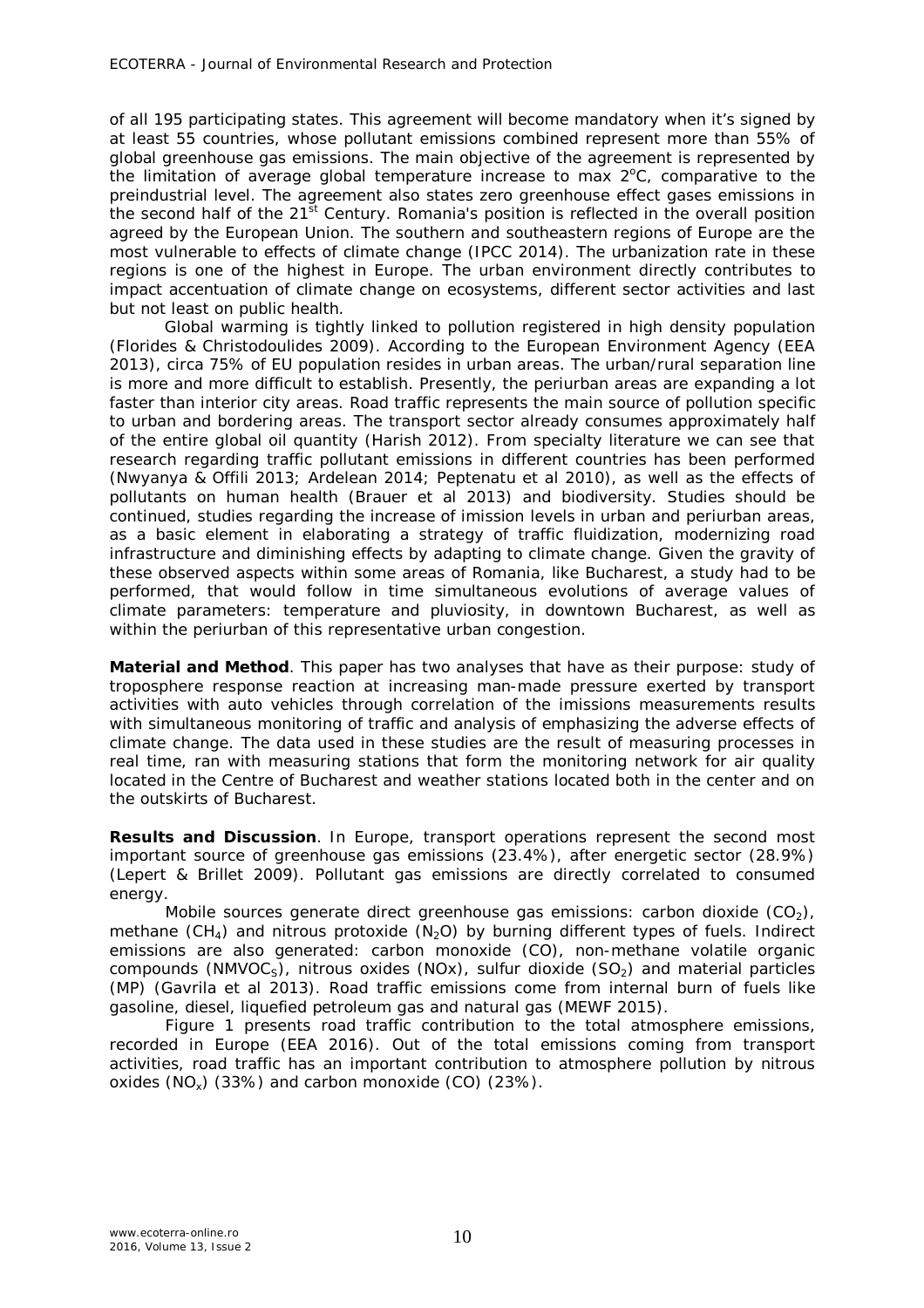of all 195 participating states. This agreement will become mandatory when it's signed by at least 55 countries, whose pollutant emissions combined represent more than 55% of global greenhouse gas emissions. The main objective of the agreement is represented by the limitation of average global temperature increase to max 2°C, comparative to the preindustrial level. The agreement also states zero greenhouse effect gases emissions in the second half of the 21[st] Century. Romania's position is reflected in the overall position agreed by the European Union. The southern and southeastern regions of Europe are the most vulnerable to effects of climate change (IPCC 2014). The urbanization rate in these regions is one of the highest in Europe. The urban environment directly contributes to impact accentuation of climate change on ecosystems, different sector activities and last but not least on public health.

Global warming is tightly linked to pollution registered in high density population (Florides & Christodoulides 2009). According to the European Environment Agency (EEA 2013), circa 75% of EU population resides in urban areas. The urban/rural separation line is more and more difficult to establish. Presently, the periurban areas are expanding a lot faster than interior city areas. Road traffic represents the main source of pollution specific to urban and bordering areas. The transport sector already consumes approximately half of the entire global oil quantity (Harish 2012). From specialty literature we can see that research regarding traffic pollutant emissions in different countries has been performed (Nwyanya & Offili 2013; Ardelean 2014; Peptenatu et al 2010), as well as the effects of pollutants on human health (Brauer et al 2013) and biodiversity. Studies should be continued, studies regarding the increase of imission levels in urban and periurban areas, as a basic element in elaborating a strategy of traffic fluidization, modernizing road infrastructure and diminishing effects by adapting to climate change. Given the gravity of these observed aspects within some areas of Romania, like Bucharest, a study had to be performed, that would follow in time simultaneous evolutions of average values of climate parameters: temperature and pluviosity, in downtown Bucharest, as well as within the periurban of this representative urban congestion.

**Material and Method**. This paper has two analyses that have as their purpose: study of troposphere response reaction at increasing man-made pressure exerted by transport activities with auto vehicles through correlation of the imissions measurements results with simultaneous monitoring of traffic and analysis of emphasizing the adverse effects of climate change. The data used in these studies are the result of measuring processes in real time, ran with measuring stations that form the monitoring network for air quality located in the Centre of Bucharest and weather stations located both in the center and on the outskirts of Bucharest.

**Results and Discussion**. In Europe, transport operations represent the second most important source of greenhouse gas emissions (23.4%), after energetic sector (28.9%) (Lepert & Brillet 2009). Pollutant gas emissions are directly correlated to consumed energy.

Mobile sources generate direct greenhouse gas emissions: carbon dioxide ($CO_2$), methane ($CH_4$) and nitrous protoxide ($N_2O$) by burning different types of fuels. Indirect emissions are also generated: carbon monoxide (CO), non-methane volatile organic compounds ($NMVOC_S$), nitrous oxides (NOx), sulfur dioxide ($SO_2$) and material particles (MP) (Gavrila et al 2013). Road traffic emissions come from internal burn of fuels like gasoline, diesel, liquefied petroleum gas and natural gas (MEWF 2015).

Figure 1 presents road traffic contribution to the total atmosphere emissions, recorded in Europe (EEA 2016). Out of the total emissions coming from transport activities, road traffic has an important contribution to atmosphere pollution by nitrous oxides ($NO_x$) (33%) and carbon monoxide (CO) (23%).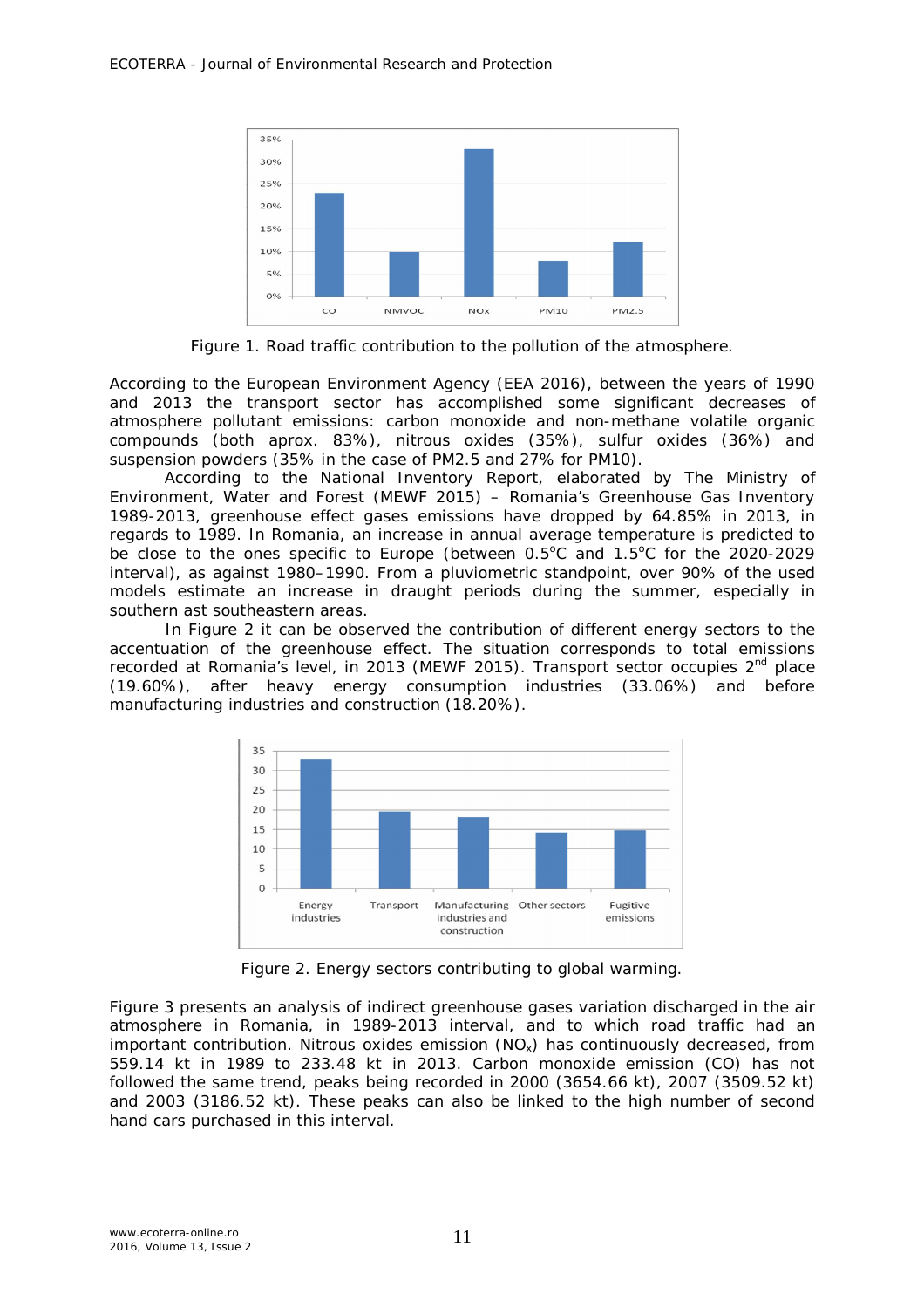Figure 1. Road traffic contribution to the pollution of the atmosphere.

According to the European Environment Agency (EEA 2016), between the years of 1990 and 2013 the transport sector has accomplished some significant decreases of atmosphere pollutant emissions: carbon monoxide and non-methane volatile organic compounds (both aprox. 83%), nitrous oxides (35%), sulfur oxides (36%) and suspension powders (35% in the case of PM2.5 and 27% for PM10).

According to the National Inventory Report, elaborated by The Ministry of Environment, Water and Forest (MEWF 2015) – Romania's Greenhouse Gas Inventory 1989-2013, greenhouse effect gases emissions have dropped by 64.85% in 2013, in regards to 1989. In Romania, an increase in annual average temperature is predicted to be close to the ones specific to Europe (between 0.5°C and 1.5°C for the 2020-2029 interval), as against 1980–1990. From a pluviometric standpoint, over 90% of the used models estimate an increase in draught periods during the summer, especially in southern ast southeastern areas.

In Figure 2 it can be observed the contribution of different energy sectors to the accentuation of the greenhouse effect. The situation corresponds to total emissions recorded at Romania's level, in 2013 (MEWF 2015). Transport sector occupies 2nd place (19.60%), after heavy energy consumption industries (33.06%) and before manufacturing industries and construction (18.20%).

Figure 2. Energy sectors contributing to global warming.

Figure 3 presents an analysis of indirect greenhouse gases variation discharged in the air atmosphere in Romania, in 1989-2013 interval, and to which road traffic had an important contribution. Nitrous oxides emission ($NO_x$) has continuously decreased, from 559.14 kt in 1989 to 233.48 kt in 2013. Carbon monoxide emission (CO) has not followed the same trend, peaks being recorded in 2000 (3654.66 kt), 2007 (3509.52 kt) and 2003 (3186.52 kt). These peaks can also be linked to the high number of second hand cars purchased in this interval.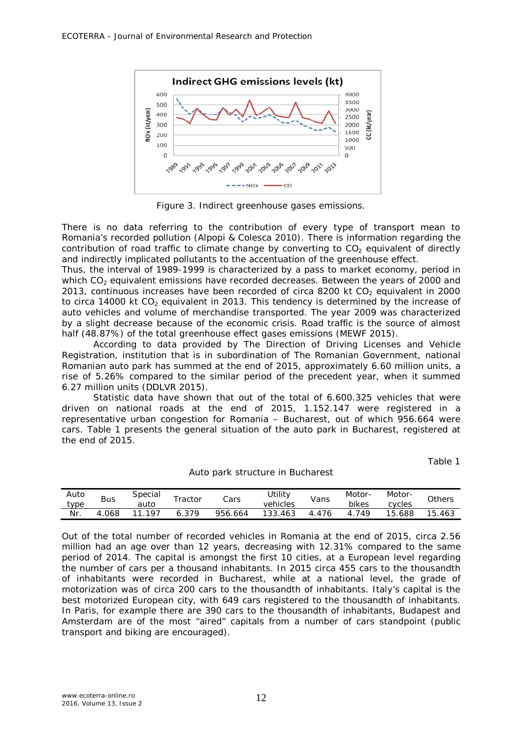Figure 3. Indirect greenhouse gases emissions.

There is no data referring to the contribution of every type of transport mean to Romania's recorded pollution (Alpopi & Colesca 2010). There is information regarding the contribution of road traffic to climate change by converting to $CO_2$ equivalent of directly and indirectly implicated pollutants to the accentuation of the greenhouse effect.
Thus, the interval of 1989-1999 is characterized by a pass to market economy, period in which $CO_2$ equivalent emissions have recorded decreases. Between the years of 2000 and 2013, continuous increases have been recorded of circa 8200 kt $CO_2$ equivalent in 2000 to circa 14000 kt $CO_2$ equivalent in 2013. This tendency is determined by the increase of auto vehicles and volume of merchandise transported. The year 2009 was characterized by a slight decrease because of the economic crisis. Road traffic is the source of almost half (48.87%) of the total greenhouse effect gases emissions (MEWF 2015).

According to data provided by The Direction of Driving Licenses and Vehicle Registration, institution that is in subordination of The Romanian Government, national Romanian auto park has summed at the end of 2015, approximately 6.60 million units, a rise of 5.26% compared to the similar period of the precedent year, when it summed 6.27 million units (DDLVR 2015).

Statistic data have shown that out of the total of 6.600.325 vehicles that were driven on national roads at the end of 2015, 1.152.147 were registered in a representative urban congestion for Romania – Bucharest, out of which 956.664 were cars. Table 1 presents the general situation of the auto park in Bucharest, registered at the end of 2015.

Table 1

Auto park structure in Bucharest

| Auto type | Bus | Special auto | Tractor | Cars | Utility vehicles | Vans | Motor-bikes | Motor-cycles | Others |
|---|---|---|---|---|---|---|---|---|---|
| Nr. | 4.068 | 11.197 | 6.379 | 956.664 | 133.463 | 4.476 | 4.749 | 15.688 | 15.463 |

Out of the total number of recorded vehicles in Romania at the end of 2015, circa 2.56 million had an age over than 12 years, decreasing with 12.31% compared to the same period of 2014. The capital is amongst the first 10 cities, at a European level regarding the number of cars per a thousand inhabitants. In 2015 circa 455 cars to the thousandth of inhabitants were recorded in Bucharest, while at a national level, the grade of motorization was of circa 200 cars to the thousandth of inhabitants. Italy's capital is the best motorized European city, with 649 cars registered to the thousandth of inhabitants. In Paris, for example there are 390 cars to the thousandth of inhabitants, Budapest and Amsterdam are of the most "aired" capitals from a number of cars standpoint (public transport and biking are encouraged).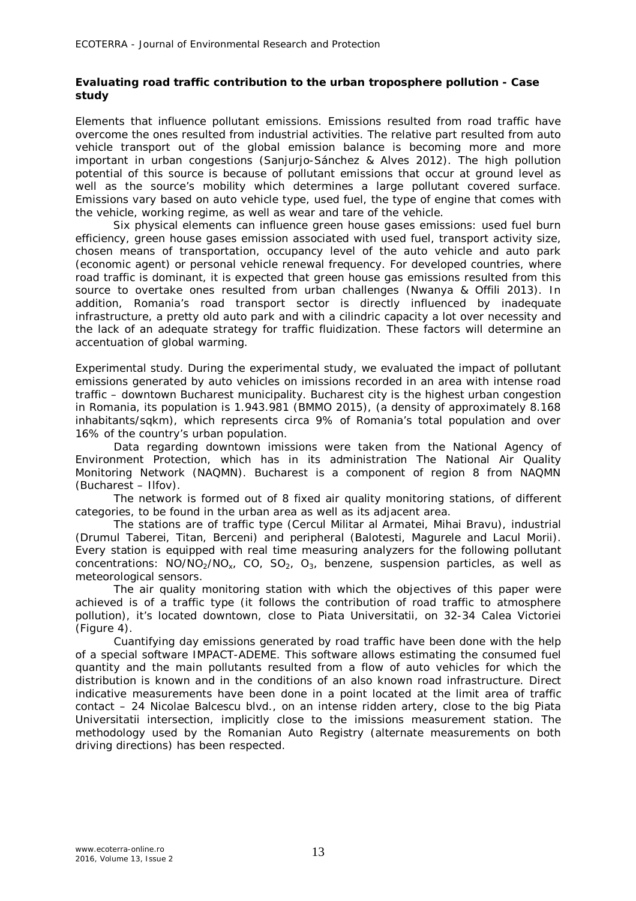**Evaluating road traffic contribution to the urban troposphere pollution - Case study**

*Elements that influence pollutant emissions*. Emissions resulted from road traffic have overcome the ones resulted from industrial activities. The relative part resulted from auto vehicle transport out of the global emission balance is becoming more and more important in urban congestions (Sanjurjo-Sánchez & Alves 2012). The high pollution potential of this source is because of pollutant emissions that occur at ground level as well as the source's mobility which determines a large pollutant covered surface. Emissions vary based on auto vehicle type, used fuel, the type of engine that comes with the vehicle, working regime, as well as wear and tare of the vehicle.

Six physical elements can influence green house gases emissions: used fuel burn efficiency, green house gases emission associated with used fuel, transport activity size, chosen means of transportation, occupancy level of the auto vehicle and auto park (economic agent) or personal vehicle renewal frequency. For developed countries, where road traffic is dominant, it is expected that green house gas emissions resulted from this source to overtake ones resulted from urban challenges (Nwanya & Offili 2013). In addition, Romania's road transport sector is directly influenced by inadequate infrastructure, a pretty old auto park and with a cilindric capacity a lot over necessity and the lack of an adequate strategy for traffic fluidization. These factors will determine an accentuation of global warming.

*Experimental study*. During the experimental study, we evaluated the impact of pollutant emissions generated by auto vehicles on imissions recorded in an area with intense road traffic – downtown Bucharest municipality. Bucharest city is the highest urban congestion in Romania, its population is 1.943.981 (BMMO 2015), (a density of approximately 8.168 inhabitants/sqkm), which represents circa 9% of Romania's total population and over 16% of the country's urban population.

Data regarding downtown imissions were taken from the National Agency of Environment Protection, which has in its administration The National Air Quality Monitoring Network (NAQMN). Bucharest is a component of region 8 from NAQMN (Bucharest – Ilfov).

The network is formed out of 8 fixed air quality monitoring stations, of different categories, to be found in the urban area as well as its adjacent area.

The stations are of traffic type (Cercul Militar al Armatei, Mihai Bravu), industrial (Drumul Taberei, Titan, Berceni) and peripheral (Balotesti, Magurele and Lacul Morii). Every station is equipped with real time measuring analyzers for the following pollutant concentrations: $NO/NO_2/NO_x$, CO, $SO_2$, $O_3$, benzene, suspension particles, as well as meteorological sensors.

The air quality monitoring station with which the objectives of this paper were achieved is of a traffic type (it follows the contribution of road traffic to atmosphere pollution), it's located downtown, close to Piata Universitatii, on 32-34 Calea Victoriei (Figure 4).

Cuantifying day emissions generated by road traffic have been done with the help of a special software IMPACT-ADEME. This software allows estimating the consumed fuel quantity and the main pollutants resulted from a flow of auto vehicles for which the distribution is known and in the conditions of an also known road infrastructure. Direct indicative measurements have been done in a point located at the limit area of traffic contact – 24 Nicolae Balcescu blvd., on an intense ridden artery, close to the big Piata Universitatii intersection, implicitly close to the imissions measurement station. The methodology used by the Romanian Auto Registry (alternate measurements on both driving directions) has been respected.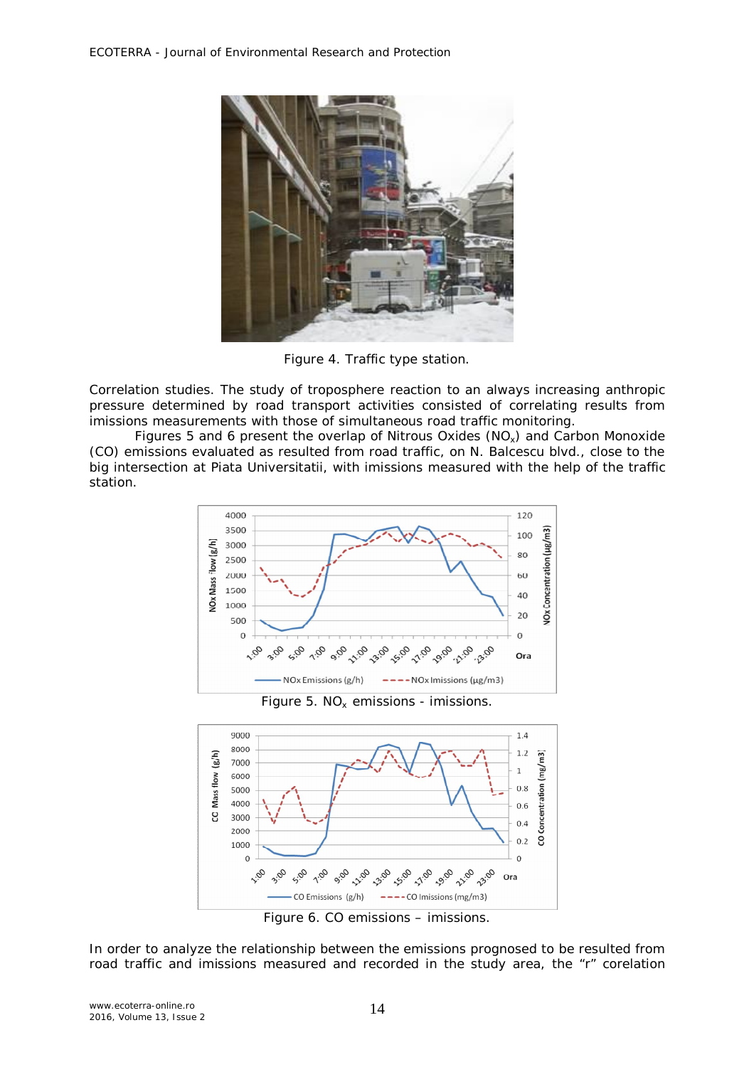Figure 4. Traffic type station.

Correlation studies. The study of troposphere reaction to an always increasing anthropic pressure determined by road transport activities consisted of correlating results from imissions measurements with those of simultaneous road traffic monitoring.

Figures 5 and 6 present the overlap of Nitrous Oxides ($NO_x$) and Carbon Monoxide (CO) emissions evaluated as resulted from road traffic, on N. Balcescu blvd., close to the big intersection at Piata Universitatii, with imissions measured with the help of the traffic station.

Figure 5. $NO_x$ emissions - imissions.

Figure 6. CO emissions – imissions.

In order to analyze the relationship between the emissions prognosed to be resulted from road traffic and imissions measured and recorded in the study area, the "r" corelation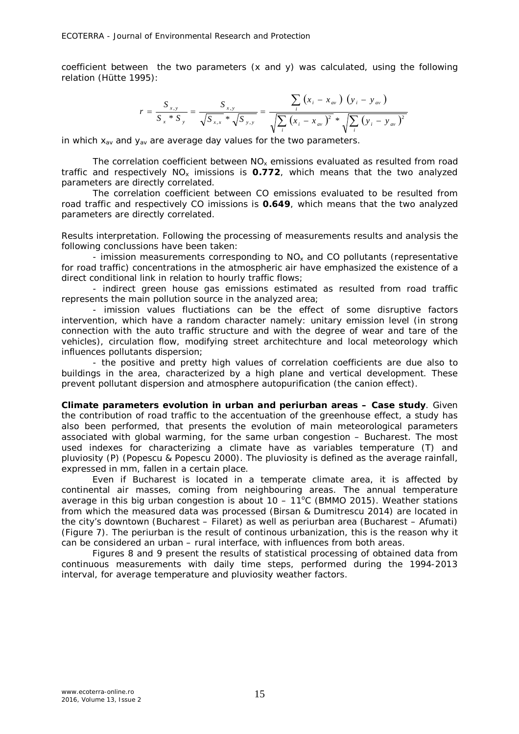coefficient between the two parameters (x and y) was calculated, using the following relation (Hütte 1995):

$$r = \frac{S_{x,y}}{S_x * S_y} = \frac{S_{x,y}}{\sqrt{S_{x,x}} * \sqrt{S_{y,y}}} = \frac{\sum_i (x_i - x_{av})\,(y_i - y_{av})}{\sqrt{\sum_i (x_i - x_{av})^2} * \sqrt{\sum_i (y_i - y_{av})^2}}$$

in which $x_{av}$ and $y_{av}$ are average day values for the two parameters.

The correlation coefficient between $NO_x$ emissions evaluated as resulted from road traffic and respectively $NO_x$ imissions is **0.772**, which means that the two analyzed parameters are directly correlated.

The correlation coefficient between CO emissions evaluated to be resulted from road traffic and respectively CO imissions is **0.649**, which means that the two analyzed parameters are directly correlated.

Results interpretation. Following the processing of measurements results and analysis the following conclussions have been taken:

- imission measurements corresponding to $NO_x$ and CO pollutants (representative for road traffic) concentrations in the atmospheric air have emphasized the existence of a direct conditional link in relation to hourly traffic flows;
- indirect green house gas emissions estimated as resulted from road traffic represents the main pollution source in the analyzed area;
- imission values fluctiations can be the effect of some disruptive factors intervention, which have a random character namely: unitary emission level (in strong connection with the auto traffic structure and with the degree of wear and tare of the vehicles), circulation flow, modifying street architechture and local meteorology which influences pollutants dispersion;
- the positive and pretty high values of correlation coefficients are due also to buildings in the area, characterized by a high plane and vertical development. These prevent pollutant dispersion and atmosphere autopurification (the canion effect).

**Climate parameters evolution in urban and periurban areas – Case study**. Given the contribution of road traffic to the accentuation of the greenhouse effect, a study has also been performed, that presents the evolution of main meteorological parameters associated with global warming, for the same urban congestion – Bucharest. The most used indexes for characterizing a climate have as variables temperature (T) and pluviosity (P) (Popescu & Popescu 2000). The pluviosity is defined as the average rainfall, expressed in mm, fallen in a certain place.

Even if Bucharest is located in a temperate climate area, it is affected by continental air masses, coming from neighbouring areas. The annual temperature average in this big urban congestion is about 10 – 11$^{o}$C (BMMO 2015). Weather stations from which the measured data was processed (Birsan & Dumitrescu 2014) are located in the city's downtown (Bucharest – Filaret) as well as periurban area (Bucharest – Afumati) (Figure 7). The periurban is the result of continous urbanization, this is the reason why it can be considered an urban – rural interface, with influences from both areas.

Figures 8 and 9 present the results of statistical processing of obtained data from continuous measurements with daily time steps, performed during the 1994-2013 interval, for average temperature and pluviosity weather factors.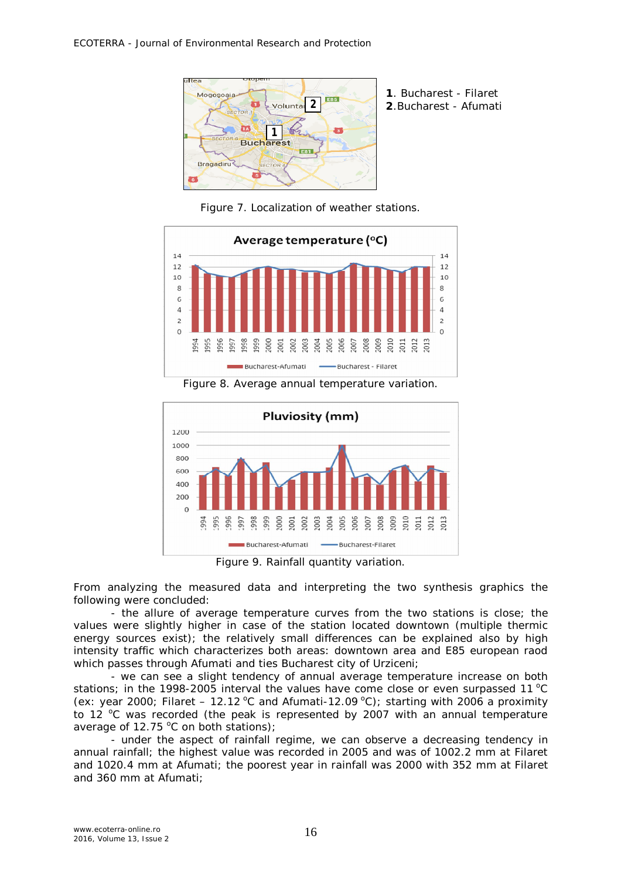1. Bucharest - Filaret
2. Bucharest - Afumati

Figure 7. Localization of weather stations.

Figure 8. Average annual temperature variation.

Figure 9. Rainfall quantity variation.

From analyzing the measured data and interpreting the two synthesis graphics the following were concluded:

- the allure of average temperature curves from the two stations is close; the values were slightly higher in case of the station located downtown (multiple thermic energy sources exist); the relatively small differences can be explained also by high intensity traffic which characterizes both areas: downtown area and E85 european raod which passes through Afumati and ties Bucharest city of Urziceni;
- we can see a slight tendency of annual average temperature increase on both stations; in the 1998-2005 interval the values have come close or even surpassed 11 °C (ex: year 2000; Filaret – 12.12 °C and Afumati-12.09 °C); starting with 2006 a proximity to 12 °C was recorded (the peak is represented by 2007 with an annual temperature average of 12.75 °C on both stations);
- under the aspect of rainfall regime, we can observe a decreasing tendency in annual rainfall; the highest value was recorded in 2005 and was of 1002.2 mm at Filaret and 1020.4 mm at Afumati; the poorest year in rainfall was 2000 with 352 mm at Filaret and 360 mm at Afumati;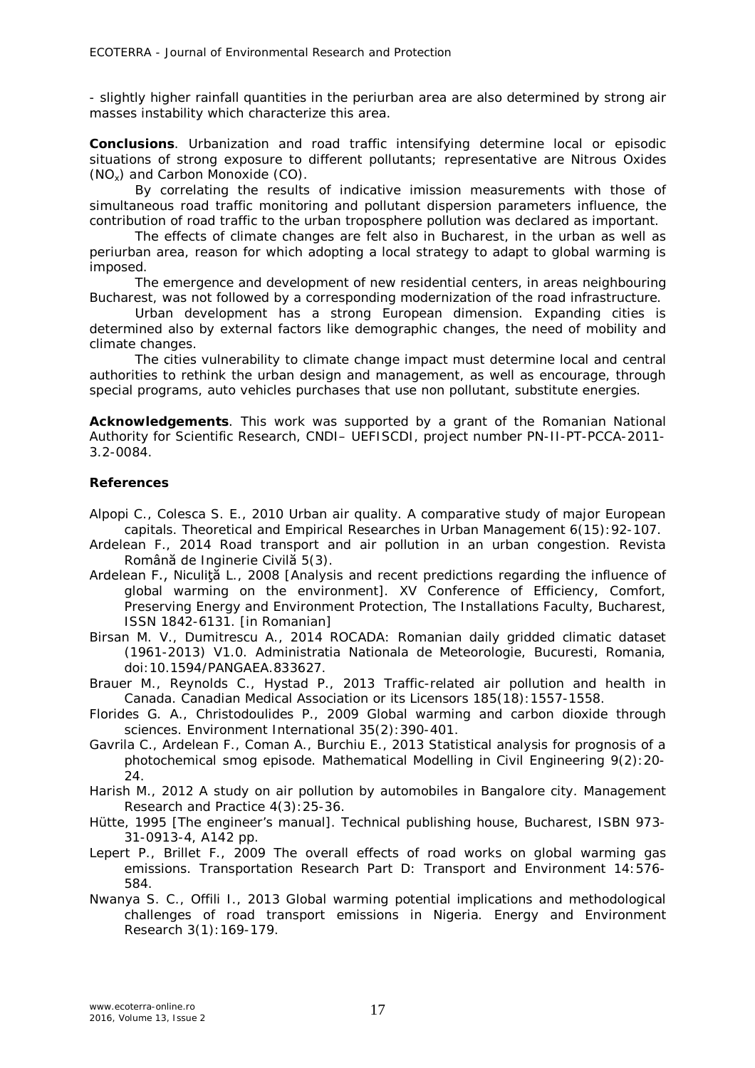- slightly higher rainfall quantities in the periurban area are also determined by strong air masses instability which characterize this area.

**Conclusions**. Urbanization and road traffic intensifying determine local or episodic situations of strong exposure to different pollutants; representative are Nitrous Oxides ($NO_x$) and Carbon Monoxide (CO).

By correlating the results of indicative imission measurements with those of simultaneous road traffic monitoring and pollutant dispersion parameters influence, the contribution of road traffic to the urban troposphere pollution was declared as important.

The effects of climate changes are felt also in Bucharest, in the urban as well as periurban area, reason for which adopting a local strategy to adapt to global warming is imposed.

The emergence and development of new residential centers, in areas neighbouring Bucharest, was not followed by a corresponding modernization of the road infrastructure.

Urban development has a strong European dimension. Expanding cities is determined also by external factors like demographic changes, the need of mobility and climate changes.

The cities vulnerability to climate change impact must determine local and central authorities to rethink the urban design and management, as well as encourage, through special programs, auto vehicles purchases that use non pollutant, substitute energies.

**Acknowledgements**. This work was supported by a grant of the Romanian National Authority for Scientific Research, CNDI– UEFISCDI, project number PN-II-PT-PCCA-2011-3.2-0084.

**References**

Alpopi C., Colesca S. E., 2010 Urban air quality. A comparative study of major European capitals. Theoretical and Empirical Researches in Urban Management 6(15):92-107.

Ardelean F., 2014 Road transport and air pollution in an urban congestion. Revista Română de Inginerie Civilă 5(3).

Ardelean F., Niculiță L., 2008 [Analysis and recent predictions regarding the influence of global warming on the environment]. XV Conference of Efficiency, Comfort, Preserving Energy and Environment Protection, The Installations Faculty, Bucharest, ISSN 1842-6131. [in Romanian]

Birsan M. V., Dumitrescu A., 2014 ROCADA: Romanian daily gridded climatic dataset (1961-2013) V1.0. Administratia Nationala de Meteorologie, Bucuresti, Romania, doi:10.1594/PANGAEA.833627.

Brauer M., Reynolds C., Hystad P., 2013 Traffic-related air pollution and health in Canada. Canadian Medical Association or its Licensors 185(18):1557-1558.

Florides G. A., Christodoulides P., 2009 Global warming and carbon dioxide through sciences. Environment International 35(2):390-401.

Gavrila C., Ardelean F., Coman A., Burchiu E., 2013 Statistical analysis for prognosis of a photochemical smog episode. Mathematical Modelling in Civil Engineering 9(2):20-24.

Harish M., 2012 A study on air pollution by automobiles in Bangalore city. Management Research and Practice 4(3):25-36.

Hütte, 1995 [The engineer's manual]. Technical publishing house, Bucharest, ISBN 973-31-0913-4, A142 pp.

Lepert P., Brillet F., 2009 The overall effects of road works on global warming gas emissions. Transportation Research Part D: Transport and Environment 14:576-584.

Nwanya S. C., Offili I., 2013 Global warming potential implications and methodological challenges of road transport emissions in Nigeria. Energy and Environment Research 3(1):169-179.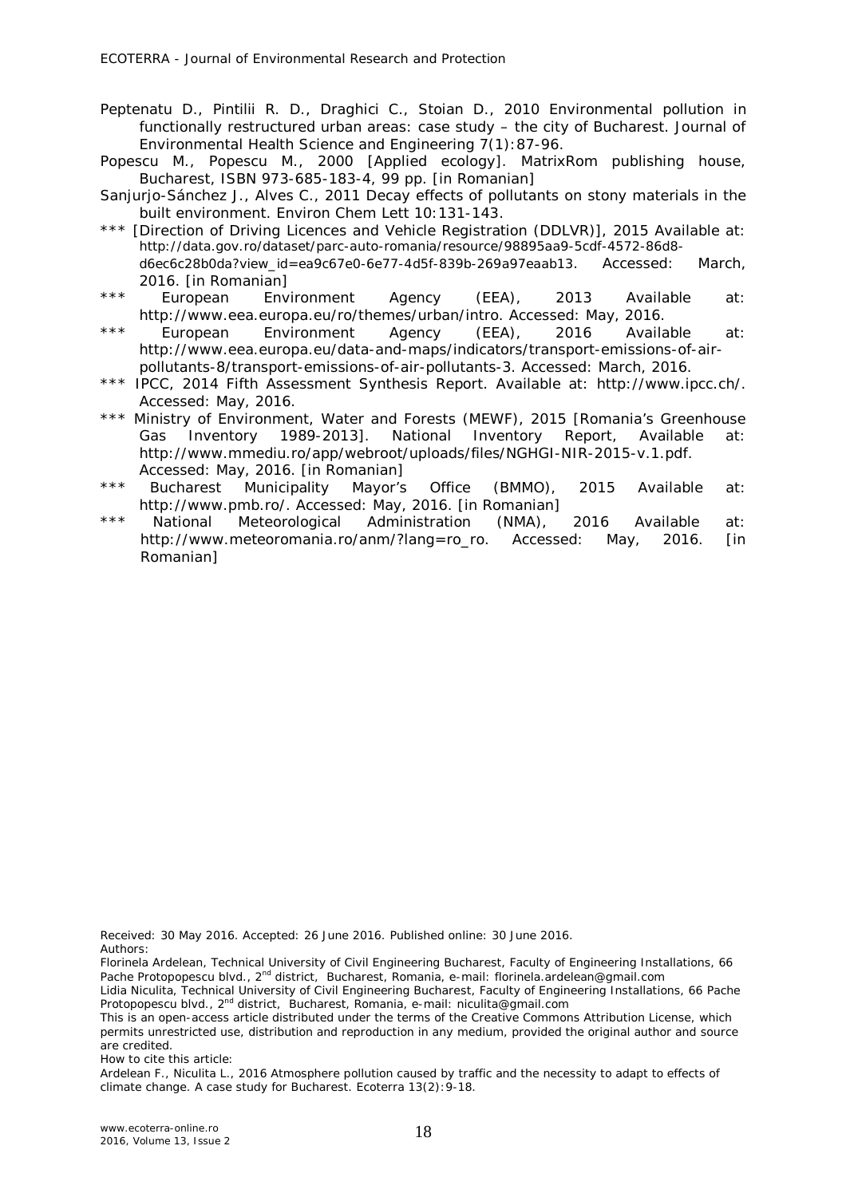Peptenatu D., Pintilii R. D., Draghici C., Stoian D., 2010 Environmental pollution in functionally restructured urban areas: case study – the city of Bucharest. Journal of Environmental Health Science and Engineering 7(1):87-96.

Popescu M., Popescu M., 2000 [Applied ecology]. MatrixRom publishing house, Bucharest, ISBN 973-685-183-4, 99 pp. [in Romanian]

Sanjurjo-Sánchez J., Alves C., 2011 Decay effects of pollutants on stony materials in the built environment. Environ Chem Lett 10:131-143.

*** [Direction of Driving Licences and Vehicle Registration (DDLVR)], 2015 Available at: http://data.gov.ro/dataset/parc-auto-romania/resource/98895aa9-5cdf-4572-86d8-d6ec6c28b0da?view_id=ea9c67e0-6e77-4d5f-839b-269a97eaab13. Accessed: March, 2016. [in Romanian]

*** European Environment Agency (EEA), 2013 Available at: http://www.eea.europa.eu/ro/themes/urban/intro. Accessed: May, 2016.

*** European Environment Agency (EEA), 2016 Available at: http://www.eea.europa.eu/data-and-maps/indicators/transport-emissions-of-air-pollutants-8/transport-emissions-of-air-pollutants-3. Accessed: March, 2016.

*** IPCC, 2014 Fifth Assessment Synthesis Report. Available at: http://www.ipcc.ch/. Accessed: May, 2016.

*** Ministry of Environment, Water and Forests (MEWF), 2015 [Romania's Greenhouse Gas Inventory 1989-2013]. National Inventory Report, Available at: http://www.mmediu.ro/app/webroot/uploads/files/NGHGI-NIR-2015-v.1.pdf. Accessed: May, 2016. [in Romanian]

*** Bucharest Municipality Mayor's Office (BMMO), 2015 Available at: http://www.pmb.ro/. Accessed: May, 2016. [in Romanian]

*** National Meteorological Administration (NMA), 2016 Available at: http://www.meteoromania.ro/anm/?lang=ro_ro. Accessed: May, 2016. [in Romanian]

Received: 30 May 2016. Accepted: 26 June 2016. Published online: 30 June 2016.

Authors:

Florinela Ardelean, Technical University of Civil Engineering Bucharest, Faculty of Engineering Installations, 66 Pache Protopopescu blvd., 2nd district, Bucharest, Romania, e-mail: florinela.ardelean@gmail.com

Lidia Niculita, Technical University of Civil Engineering Bucharest, Faculty of Civil Engineering Installations, 66 Pache Protopopescu blvd., 2nd district, Bucharest, Romania, e-mail: niculita@gmail.com

This is an open-access article distributed under the terms of the Creative Commons Attribution License, which permits unrestricted use, distribution and reproduction in any medium, provided the original author and source are credited.

How to cite this article:

Ardelean F., Niculita L., 2016 Atmosphere pollution caused by traffic and the necessity to adapt to effects of climate change. A case study for Bucharest. Ecoterra 13(2):9-18.